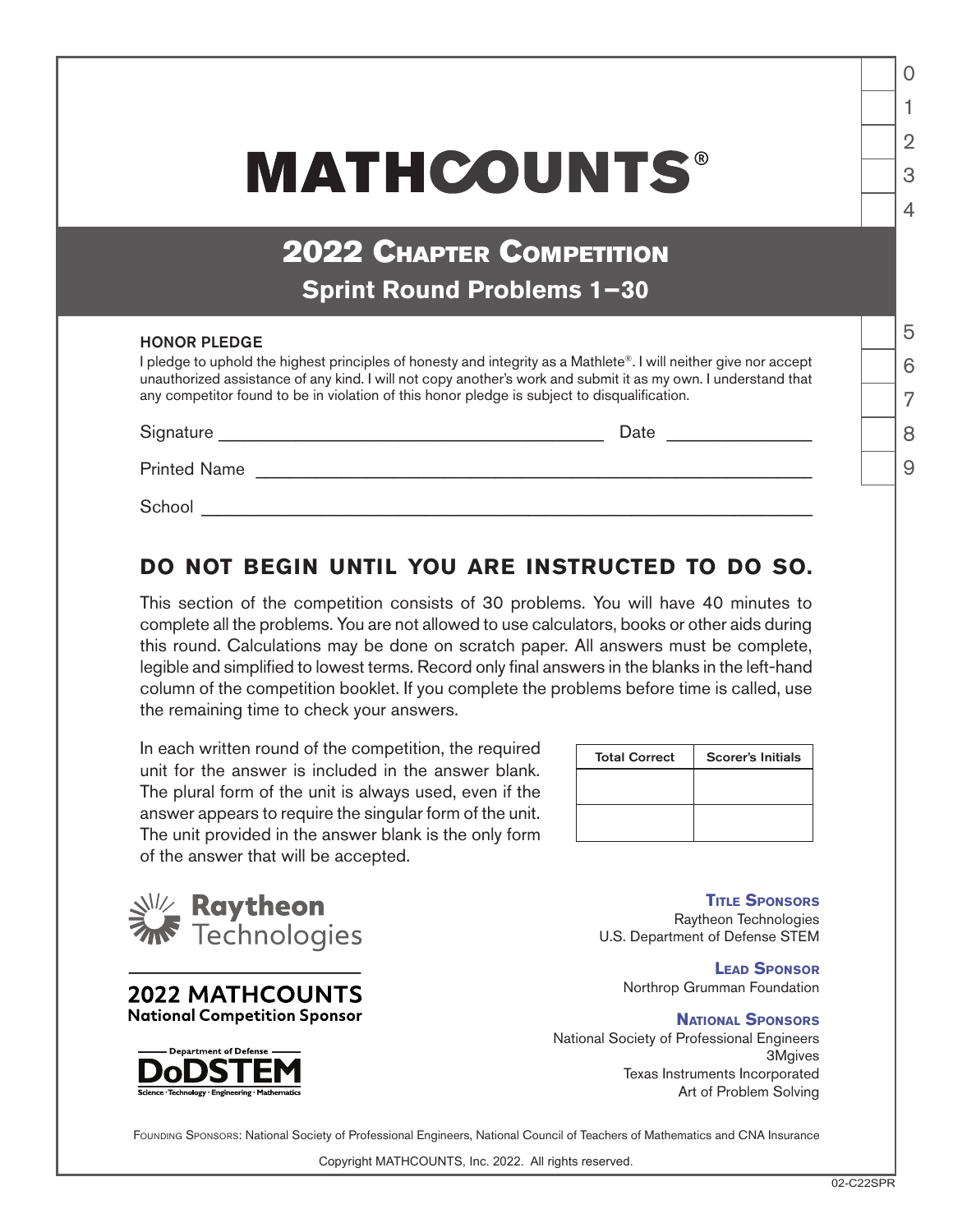# MATHCOUNTS®

## 2022 Chapter Competition

### Sprint Round Problems 1–30

**HONOR PLEDGE**

I pledge to uphold the highest principles of honesty and integrity as a Mathlete®. I will neither give nor accept unauthorized assistance of any kind. I will not copy another's work and submit it as my own. I understand that any competitor found to be in violation of this honor pledge is subject to disqualification.

Signature ________________________________ Date ____________

Printed Name ______________________________________________

School ___________________________________________________

## DO NOT BEGIN UNTIL YOU ARE INSTRUCTED TO DO SO.

This section of the competition consists of 30 problems. You will have 40 minutes to complete all the problems. You are not allowed to use calculators, books or other aids during this round. Calculations may be done on scratch paper. All answers must be complete, legible and simplified to lowest terms. Record only final answers in the blanks in the left-hand column of the competition booklet. If you complete the problems before time is called, use the remaining time to check your answers.

In each written round of the competition, the required unit for the answer is included in the answer blank. The plural form of the unit is always used, even if the answer appears to require the singular form of the unit. The unit provided in the answer blank is the only form of the answer that will be accepted.

| Total Correct | Scorer's Initials |
|---|---|
| | |
| | |

Raytheon Technologies

2022 MATHCOUNTS National Competition Sponsor

Department of Defense DoDSTEM Science · Technology · Engineering · Mathematics

**Title Sponsors**
Raytheon Technologies
U.S. Department of Defense STEM

**Lead Sponsor**
Northrop Grumman Foundation

**National Sponsors**
National Society of Professional Engineers
3Mgives
Texas Instruments Incorporated
Art of Problem Solving

Founding Sponsors: National Society of Professional Engineers, National Council of Teachers of Mathematics and CNA Insurance

Copyright MATHCOUNTS, Inc. 2022. All rights reserved.

02-C22SPR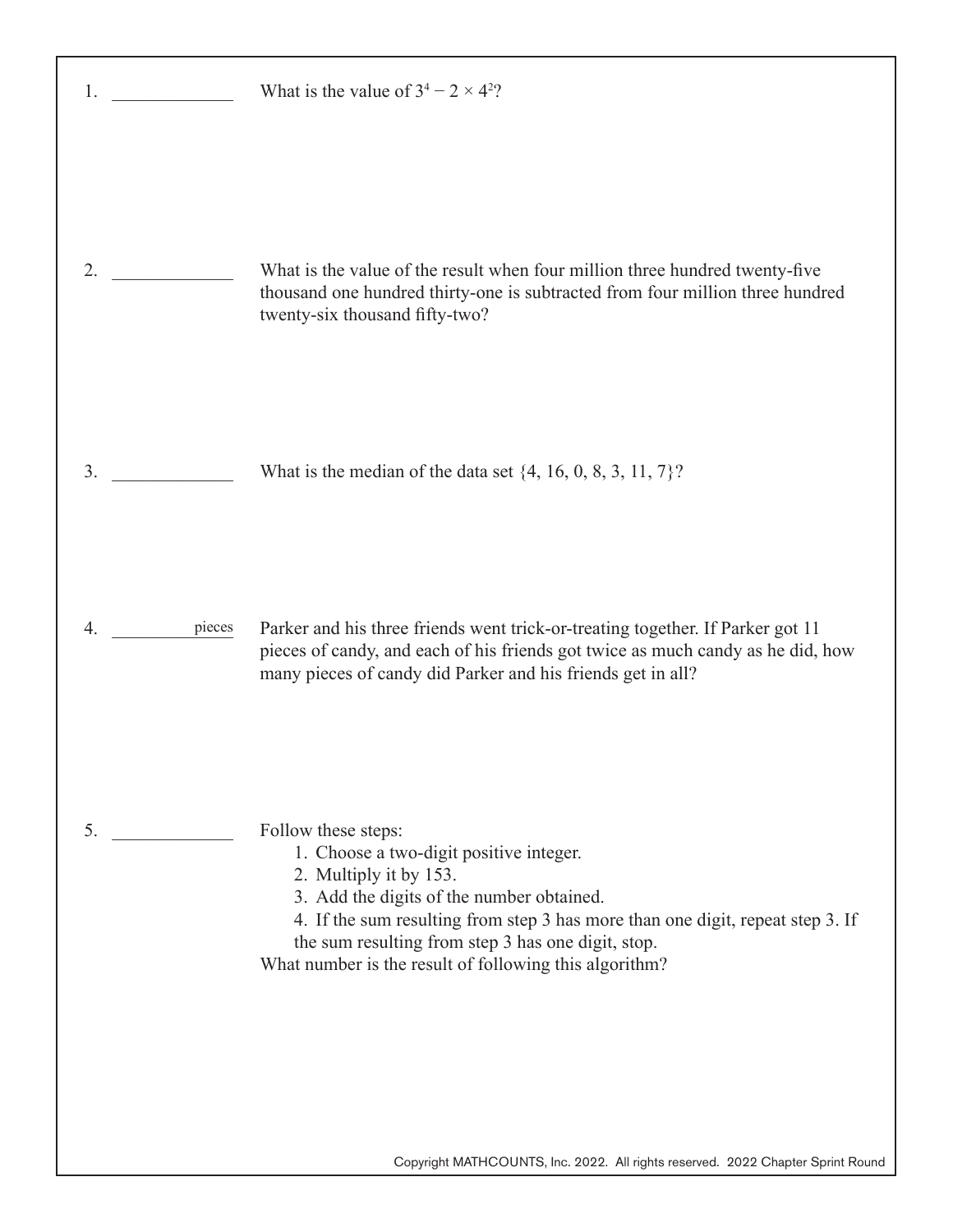1. _____________ What is the value of $3^4 - 2 \times 4^2$?

2. _____________ What is the value of the result when four million three hundred twenty-five thousand one hundred thirty-one is subtracted from four million three hundred twenty-six thousand fifty-two?

3. _____________ What is the median of the data set {4, 16, 0, 8, 3, 11, 7}?

4. _____________ pieces Parker and his three friends went trick-or-treating together. If Parker got 11 pieces of candy, and each of his friends got twice as much candy as he did, how many pieces of candy did Parker and his friends get in all?

5. _____________ Follow these steps:

   1. Choose a two-digit positive integer.
   2. Multiply it by 153.
   3. Add the digits of the number obtained.
   4. If the sum resulting from step 3 has more than one digit, repeat step 3. If the sum resulting from step 3 has one digit, stop.

   What number is the result of following this algorithm?

Copyright MATHCOUNTS, Inc. 2022. All rights reserved. 2022 Chapter Sprint Round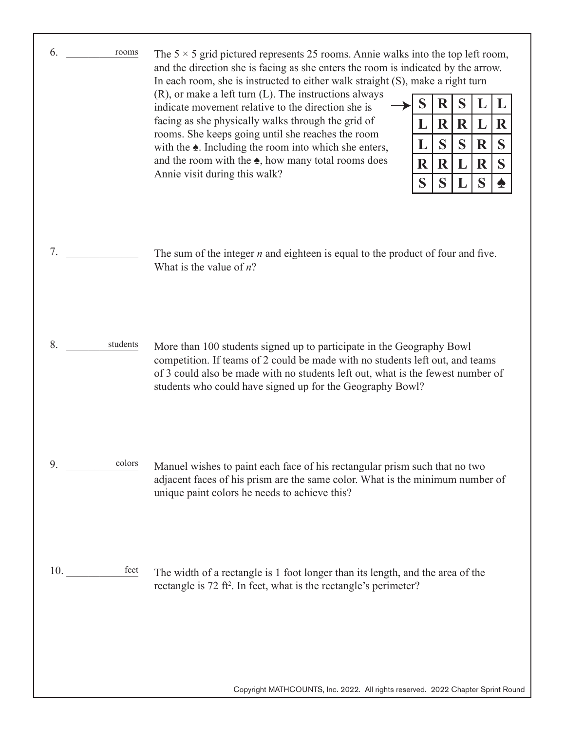6. __________ rooms

The $5 \times 5$ grid pictured represents 25 rooms. Annie walks into the top left room, and the direction she is facing as she enters the room is indicated by the arrow. In each room, she is instructed to either walk straight (S), make a right turn (R), or make a left turn (L). The instructions always indicate movement relative to the direction she is facing as she physically walks through the grid of rooms. She keeps going until she reaches the room with the ♠. Including the room into which she enters, and the room with the ♠, how many total rooms does Annie visit during this walk?

→

| | | | | |
|---|---|---|---|---|
| **S** | **R** | **S** | **L** | **L** |
| **L** | **R** | **R** | **L** | **R** |
| **L** | **S** | **S** | **R** | **S** |
| **R** | **R** | **L** | **R** | **S** |
| **S** | **S** | **L** | **S** | ♠ |

7. __________

The sum of the integer *n* and eighteen is equal to the product of four and five. What is the value of *n*?

8. __________ students

More than 100 students signed up to participate in the Geography Bowl competition. If teams of 2 could be made with no students left out, and teams of 3 could also be made with no students left out, what is the fewest number of students who could have signed up for the Geography Bowl?

9. __________ colors

Manuel wishes to paint each face of his rectangular prism such that no two adjacent faces of his prism are the same color. What is the minimum number of unique paint colors he needs to achieve this?

10. __________ feet

The width of a rectangle is 1 foot longer than its length, and the area of the rectangle is 72 $ft^2$. In feet, what is the rectangle's perimeter?

Copyright MATHCOUNTS, Inc. 2022. All rights reserved. 2022 Chapter Sprint Round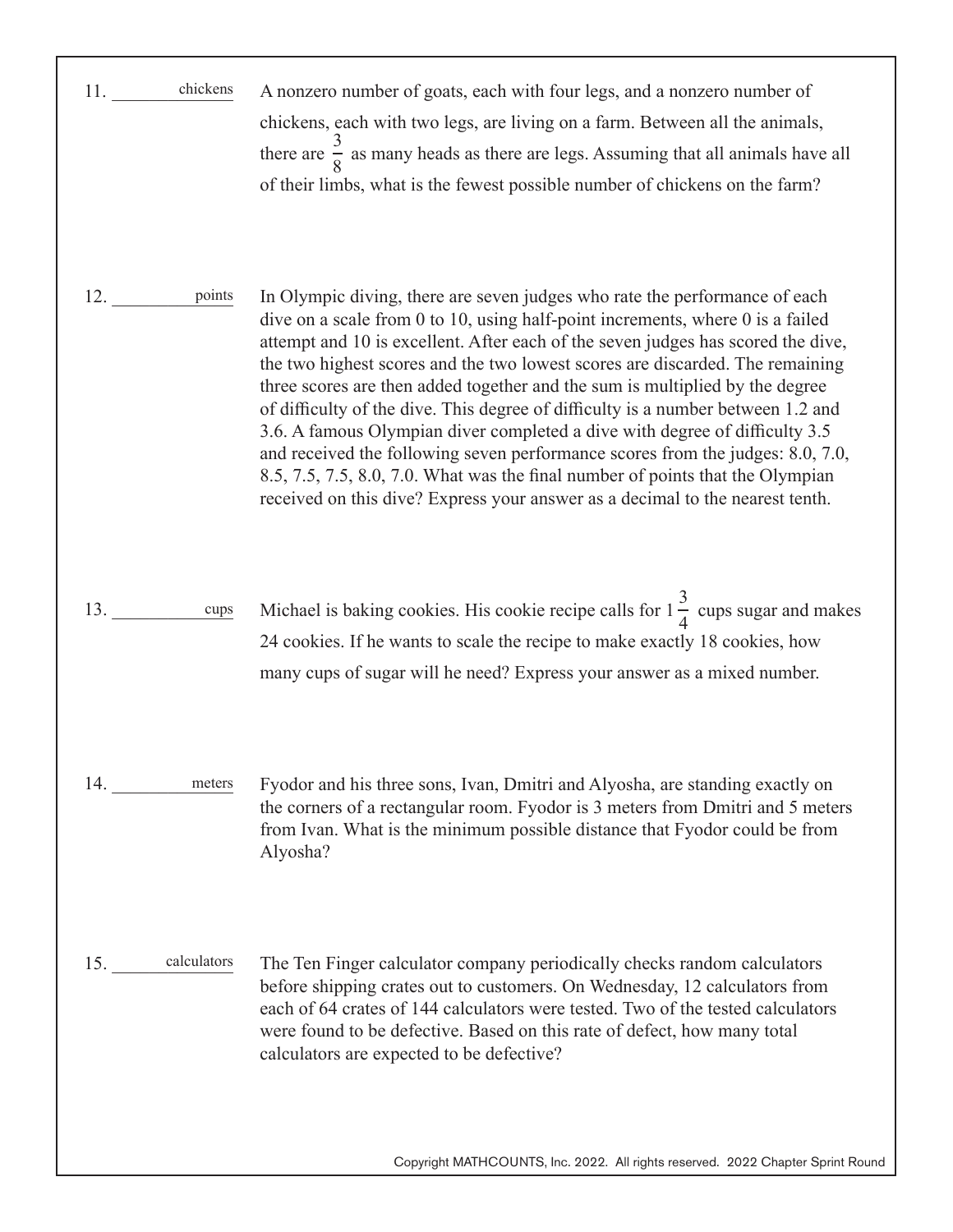11. ________ chickens

A nonzero number of goats, each with four legs, and a nonzero number of chickens, each with two legs, are living on a farm. Between all the animals, there are $\frac{3}{8}$ as many heads as there are legs. Assuming that all animals have all of their limbs, what is the fewest possible number of chickens on the farm?

12. ________ points

In Olympic diving, there are seven judges who rate the performance of each dive on a scale from 0 to 10, using half-point increments, where 0 is a failed attempt and 10 is excellent. After each of the seven judges has scored the dive, the two highest scores and the two lowest scores are discarded. The remaining three scores are then added together and the sum is multiplied by the degree of difficulty of the dive. This degree of difficulty is a number between 1.2 and 3.6. A famous Olympian diver completed a dive with degree of difficulty 3.5 and received the following seven performance scores from the judges: 8.0, 7.0, 8.5, 7.5, 7.5, 8.0, 7.0. What was the final number of points that the Olympian received on this dive? Express your answer as a decimal to the nearest tenth.

13. ________ cups

Michael is baking cookies. His cookie recipe calls for $1\frac{3}{4}$ cups sugar and makes 24 cookies. If he wants to scale the recipe to make exactly 18 cookies, how many cups of sugar will he need? Express your answer as a mixed number.

14. ________ meters

Fyodor and his three sons, Ivan, Dmitri and Alyosha, are standing exactly on the corners of a rectangular room. Fyodor is 3 meters from Dmitri and 5 meters from Ivan. What is the minimum possible distance that Fyodor could be from Alyosha?

15. ________ calculators

The Ten Finger calculator company periodically checks random calculators before shipping crates out to customers. On Wednesday, 12 calculators from each of 64 crates of 144 calculators were tested. Two of the tested calculators were found to be defective. Based on this rate of defect, how many total calculators are expected to be defective?

Copyright MATHCOUNTS, Inc. 2022. All rights reserved. 2022 Chapter Sprint Round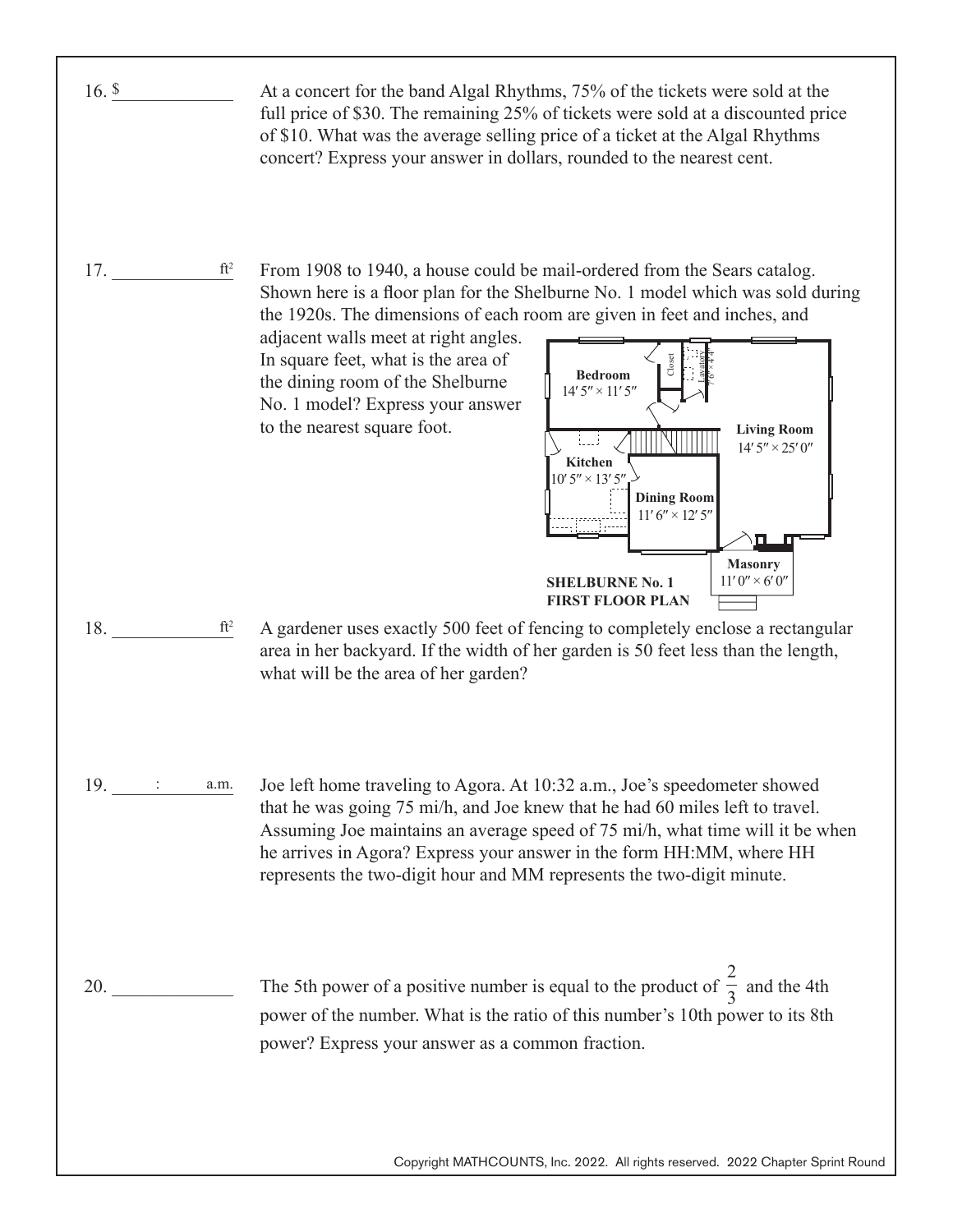16. $ ____________

At a concert for the band Algal Rhythms, 75% of the tickets were sold at the full price of \$30. The remaining 25% of tickets were sold at a discounted price of \$10. What was the average selling price of a ticket at the Algal Rhythms concert? Express your answer in dollars, rounded to the nearest cent.

17. ____________ ft²

From 1908 to 1940, a house could be mail-ordered from the Sears catalog. Shown here is a floor plan for the Shelburne No. 1 model which was sold during the 1920s. The dimensions of each room are given in feet and inches, and adjacent walls meet at right angles. In square feet, what is the area of the dining room of the Shelburne No. 1 model? Express your answer to the nearest square foot.

Bedroom
14′ 5″ × 11′ 5″

Closet

Lavatory
4′ × 6′

Living Room
14′ 5″ × 25′ 0″

Kitchen
10′ 5″ × 13′ 5″

Dining Room
11′ 6″ × 12′ 5″

Masonry
11′ 0″ × 6′ 0″

SHELBURNE No. 1
FIRST FLOOR PLAN

18. ____________ ft²

A gardener uses exactly 500 feet of fencing to completely enclose a rectangular area in her backyard. If the width of her garden is 50 feet less than the length, what will be the area of her garden?

19. ____ : ____ a.m.

Joe left home traveling to Agora. At 10:32 a.m., Joe's speedometer showed that he was going 75 mi/h, and Joe knew that he had 60 miles left to travel. Assuming Joe maintains an average speed of 75 mi/h, what time will it be when he arrives in Agora? Express your answer in the form HH:MM, where HH represents the two-digit hour and MM represents the two-digit minute.

20. ____________

The 5th power of a positive number is equal to the product of $\frac{2}{3}$ and the 4th power of the number. What is the ratio of this number's 10th power to its 8th power? Express your answer as a common fraction.

Copyright MATHCOUNTS, Inc. 2022. All rights reserved. 2022 Chapter Sprint Round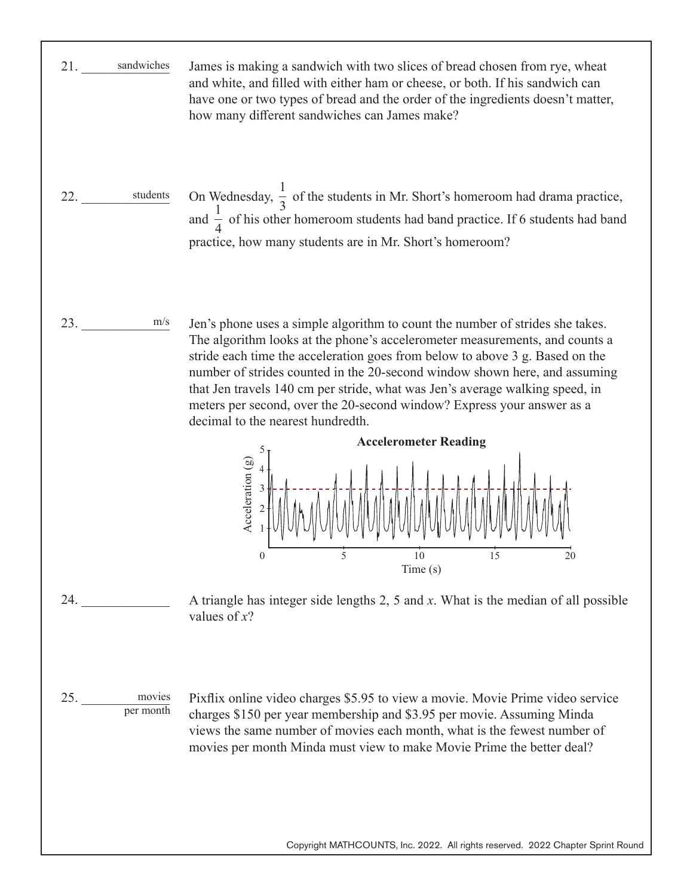21. ______ sandwiches

James is making a sandwich with two slices of bread chosen from rye, wheat and white, and filled with either ham or cheese, or both. If his sandwich can have one or two types of bread and the order of the ingredients doesn't matter, how many different sandwiches can James make?

22. ______ students

On Wednesday, $\frac{1}{3}$ of the students in Mr. Short's homeroom had drama practice, and $\frac{1}{4}$ of his other homeroom students had band practice. If 6 students had band practice, how many students are in Mr. Short's homeroom?

23. ______ m/s

Jen's phone uses a simple algorithm to count the number of strides she takes. The algorithm looks at the phone's accelerometer measurements, and counts a stride each time the acceleration goes from below to above 3 g. Based on the number of strides counted in the 20-second window shown here, and assuming that Jen travels 140 cm per stride, what was Jen's average walking speed, in meters per second, over the 20-second window? Express your answer as a decimal to the nearest hundredth.

**Accelerometer Reading**

Acceleration (g)

5
4
3
2
1

0 5 10 15 20

Time (s)

24. ______

A triangle has integer side lengths 2, 5 and $x$. What is the median of all possible values of $x$?

25. ______ movies per month

Pixflix online video charges \$5.95 to view a movie. Movie Prime video service charges \$150 per year membership and \$3.95 per movie. Assuming Minda views the same number of movies each month, what is the fewest number of movies per month Minda must view to make Movie Prime the better deal?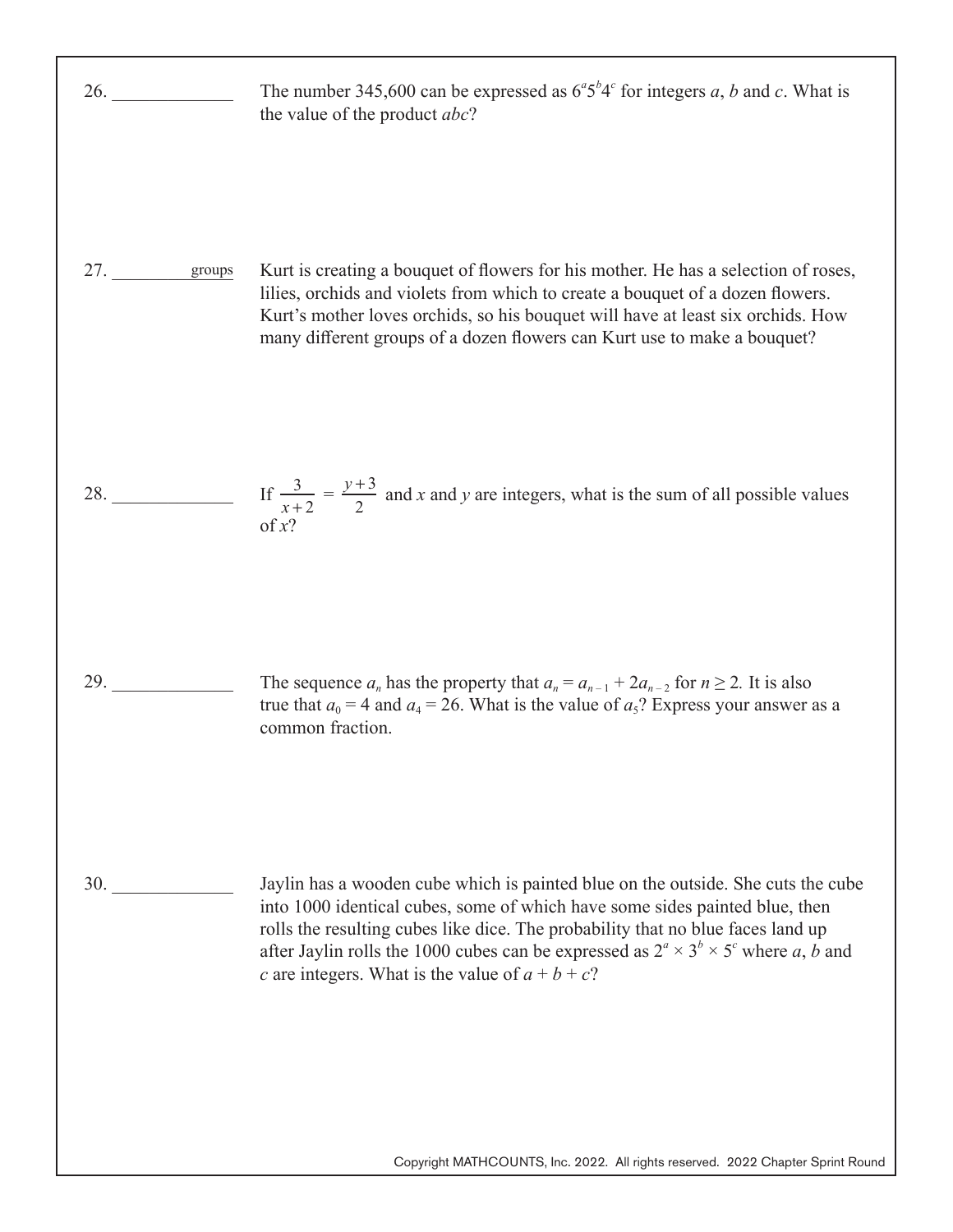26. _____________ The number 345,600 can be expressed as $6^a5^b4^c$ for integers $a$, $b$ and $c$. What is the value of the product $abc$?

27. _________ groups Kurt is creating a bouquet of flowers for his mother. He has a selection of roses, lilies, orchids and violets from which to create a bouquet of a dozen flowers. Kurt's mother loves orchids, so his bouquet will have at least six orchids. How many different groups of a dozen flowers can Kurt use to make a bouquet?

28. _____________ If $\frac{3}{x+2} = \frac{y+3}{2}$ and $x$ and $y$ are integers, what is the sum of all possible values of $x$?

29. _____________ The sequence $a_n$ has the property that $a_n = a_{n-1} + 2a_{n-2}$ for $n \geq 2$. It is also true that $a_0 = 4$ and $a_4 = 26$. What is the value of $a_5$? Express your answer as a common fraction.

30. _____________ Jaylin has a wooden cube which is painted blue on the outside. She cuts the cube into 1000 identical cubes, some of which have some sides painted blue, then rolls the resulting cubes like dice. The probability that no blue faces land up after Jaylin rolls the 1000 cubes can be expressed as $2^a \times 3^b \times 5^c$ where $a$, $b$ and $c$ are integers. What is the value of $a + b + c$?

Copyright MATHCOUNTS, Inc. 2022. All rights reserved. 2022 Chapter Sprint Round